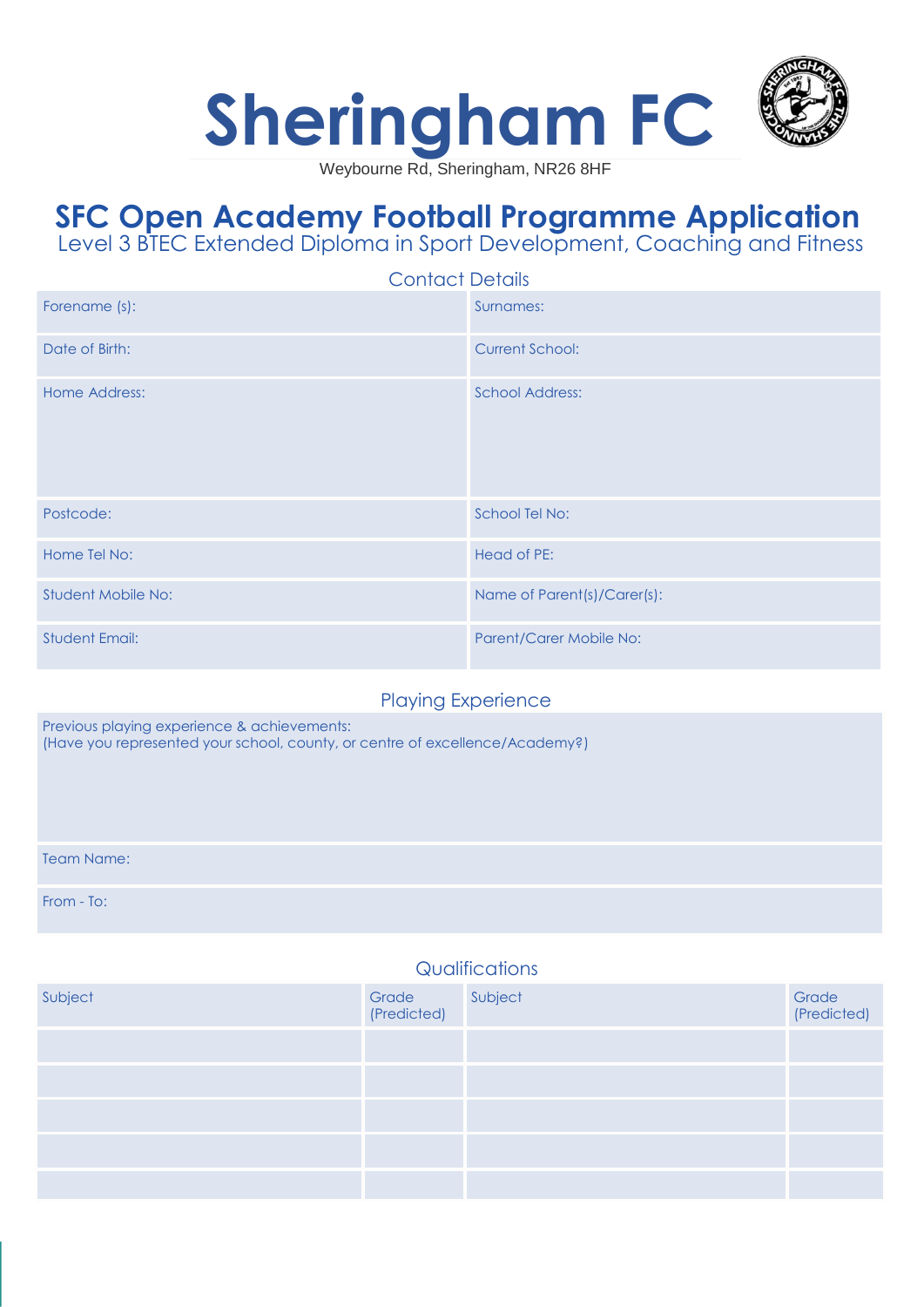# Sheringham FC

Weybourne Rd, Sheringham, NR26 8HF

## SFC Open Academy Football Programme Application

Level 3 BTEC Extended Diploma in Sport Development, Coaching and Fitness

### Contact Details

| | |
|---|---|
| Forename (s): | Surnames: |
| Date of Birth: | Current School: |
| Home Address: | School Address: |
| Postcode: | School Tel No: |
| Home Tel No: | Head of PE: |
| Student Mobile No: | Name of Parent(s)/Carer(s): |
| Student Email: | Parent/Carer Mobile No: |

### Playing Experience

| |
|---|
| Previous playing experience & achievements:<br>(Have you represented your school, county, or centre of excellence/Academy?) |
| Team Name: |
| From - To: |

### Qualifications

| Subject | Grade (Predicted) | Subject | Grade (Predicted) |
|---|---|---|---|
| | | | |
| | | | |
| | | | |
| | | | |
| | | | |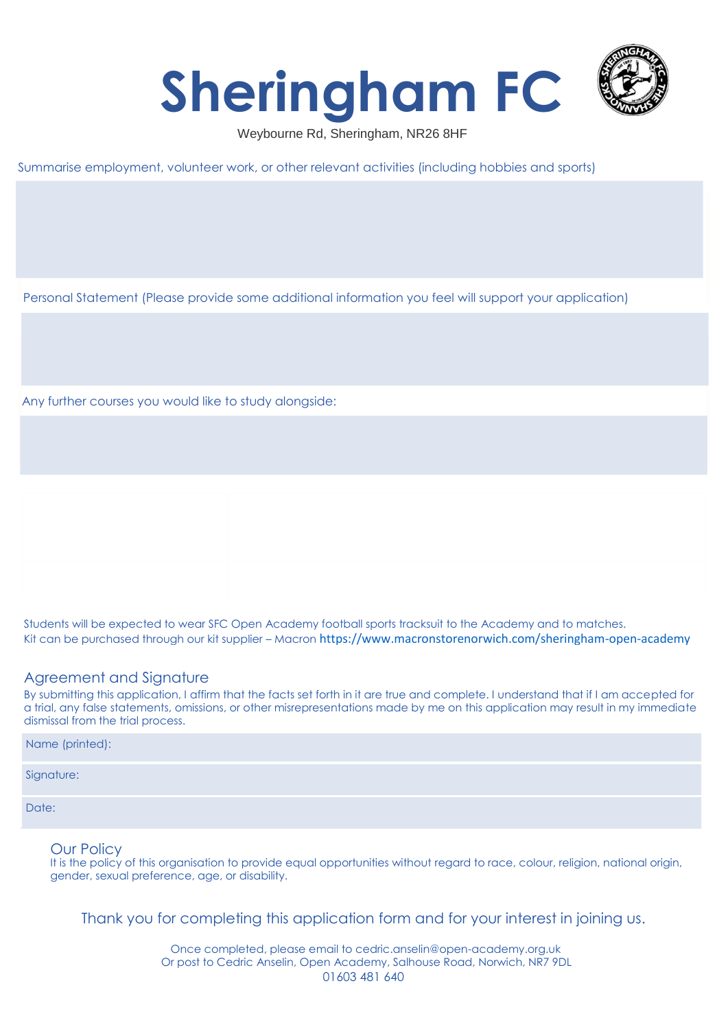# Sheringham FC

Weybourne Rd, Sheringham, NR26 8HF

Summarise employment, volunteer work, or other relevant activities (including hobbies and sports)

Personal Statement (Please provide some additional information you feel will support your application)

Any further courses you would like to study alongside:

Students will be expected to wear SFC Open Academy football sports tracksuit to the Academy and to matches.
Kit can be purchased through our kit supplier – Macron https://www.macronstorenorwich.com/sheringham-open-academy

## Agreement and Signature

By submitting this application, I affirm that the facts set forth in it are true and complete. I understand that if I am accepted for a trial, any false statements, omissions, or other misrepresentations made by me on this application may result in my immediate dismissal from the trial process.

Name (printed):

Signature:

Date:

## Our Policy

It is the policy of this organisation to provide equal opportunities without regard to race, colour, religion, national origin, gender, sexual preference, age, or disability.

Thank you for completing this application form and for your interest in joining us.

Once completed, please email to cedric.anselin@open-academy.org.uk
Or post to Cedric Anselin, Open Academy, Salhouse Road, Norwich, NR7 9DL
01603 481 640